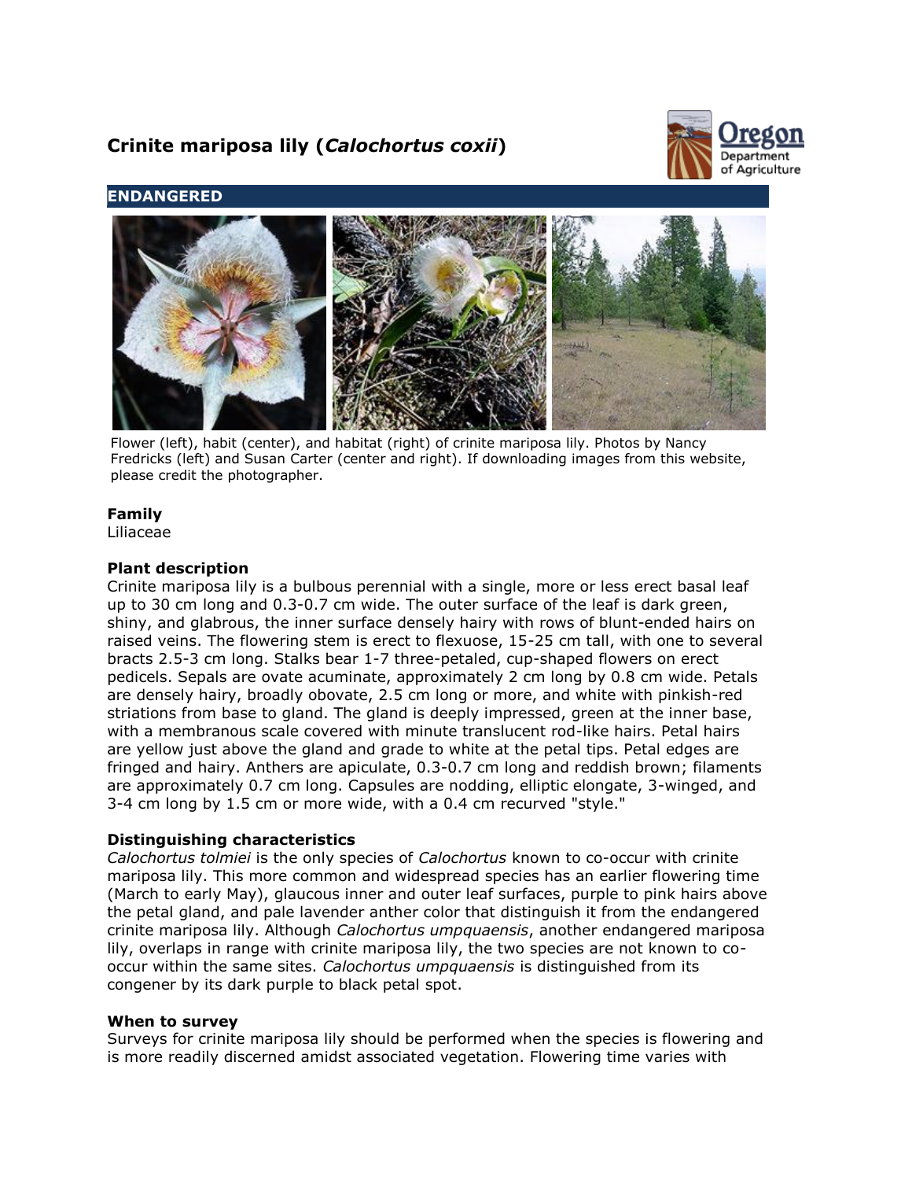# Crinite mariposa lily (*Calochortus coxii*)

**ENDANGERED**

Flower (left), habit (center), and habitat (right) of crinite mariposa lily. Photos by Nancy Fredricks (left) and Susan Carter (center and right). If downloading images from this website, please credit the photographer.

### Family

Liliaceae

### Plant description

Crinite mariposa lily is a bulbous perennial with a single, more or less erect basal leaf up to 30 cm long and 0.3-0.7 cm wide. The outer surface of the leaf is dark green, shiny, and glabrous, the inner surface densely hairy with rows of blunt-ended hairs on raised veins. The flowering stem is erect to flexuose, 15-25 cm tall, with one to several bracts 2.5-3 cm long. Stalks bear 1-7 three-petaled, cup-shaped flowers on erect pedicels. Sepals are ovate acuminate, approximately 2 cm long by 0.8 cm wide. Petals are densely hairy, broadly obovate, 2.5 cm long or more, and white with pinkish-red striations from base to gland. The gland is deeply impressed, green at the inner base, with a membranous scale covered with minute translucent rod-like hairs. Petal hairs are yellow just above the gland and grade to white at the petal tips. Petal edges are fringed and hairy. Anthers are apiculate, 0.3-0.7 cm long and reddish brown; filaments are approximately 0.7 cm long. Capsules are nodding, elliptic elongate, 3-winged, and 3-4 cm long by 1.5 cm or more wide, with a 0.4 cm recurved "style."

### Distinguishing characteristics

*Calochortus tolmiei* is the only species of *Calochortus* known to co-occur with crinite mariposa lily. This more common and widespread species has an earlier flowering time (March to early May), glaucous inner and outer leaf surfaces, purple to pink hairs above the petal gland, and pale lavender anther color that distinguish it from the endangered crinite mariposa lily. Although *Calochortus umpquaensis*, another endangered mariposa lily, overlaps in range with crinite mariposa lily, the two species are not known to co-occur within the same sites. *Calochortus umpquaensis* is distinguished from its congener by its dark purple to black petal spot.

### When to survey

Surveys for crinite mariposa lily should be performed when the species is flowering and is more readily discerned amidst associated vegetation. Flowering time varies with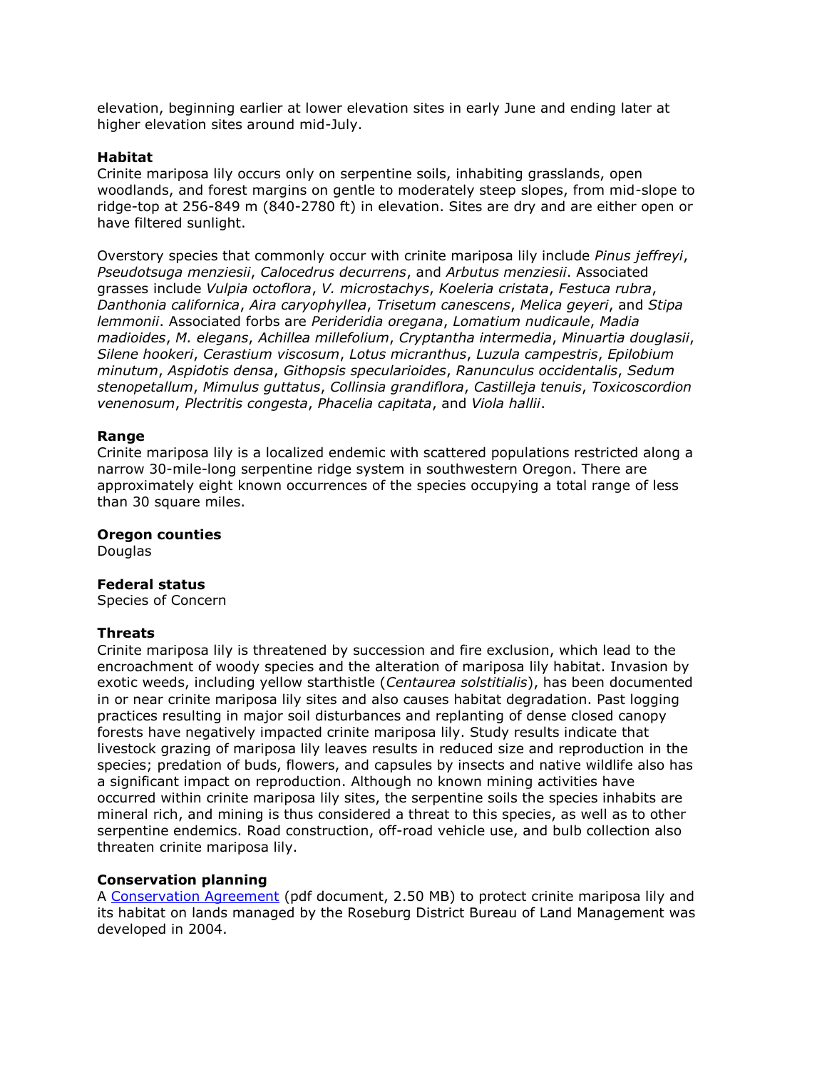elevation, beginning earlier at lower elevation sites in early June and ending later at higher elevation sites around mid-July.

**Habitat**
Crinite mariposa lily occurs only on serpentine soils, inhabiting grasslands, open woodlands, and forest margins on gentle to moderately steep slopes, from mid-slope to ridge-top at 256-849 m (840-2780 ft) in elevation. Sites are dry and are either open or have filtered sunlight.

Overstory species that commonly occur with crinite mariposa lily include *Pinus jeffreyi*, *Pseudotsuga menziesii*, *Calocedrus decurrens*, and *Arbutus menziesii*. Associated grasses include *Vulpia octoflora*, *V. microstachys*, *Koeleria cristata*, *Festuca rubra*, *Danthonia californica*, *Aira caryophyllea*, *Trisetum canescens*, *Melica geyeri*, and *Stipa lemmonii*. Associated forbs are *Perideridia oregana*, *Lomatium nudicaule*, *Madia madioides*, *M. elegans*, *Achillea millefolium*, *Cryptantha intermedia*, *Minuartia douglasii*, *Silene hookeri*, *Cerastium viscosum*, *Lotus micranthus*, *Luzula campestris*, *Epilobium minutum*, *Aspidotis densa*, *Githopsis specularioides*, *Ranunculus occidentalis*, *Sedum stenopetallum*, *Mimulus guttatus*, *Collinsia grandiflora*, *Castilleja tenuis*, *Toxicoscordion venenosum*, *Plectritis congesta*, *Phacelia capitata*, and *Viola hallii*.

**Range**
Crinite mariposa lily is a localized endemic with scattered populations restricted along a narrow 30-mile-long serpentine ridge system in southwestern Oregon. There are approximately eight known occurrences of the species occupying a total range of less than 30 square miles.

**Oregon counties**
Douglas

**Federal status**
Species of Concern

**Threats**
Crinite mariposa lily is threatened by succession and fire exclusion, which lead to the encroachment of woody species and the alteration of mariposa lily habitat. Invasion by exotic weeds, including yellow starthistle (*Centaurea solstitialis*), has been documented in or near crinite mariposa lily sites and also causes habitat degradation. Past logging practices resulting in major soil disturbances and replanting of dense closed canopy forests have negatively impacted crinite mariposa lily. Study results indicate that livestock grazing of mariposa lily leaves results in reduced size and reproduction in the species; predation of buds, flowers, and capsules by insects and native wildlife also has a significant impact on reproduction. Although no known mining activities have occurred within crinite mariposa lily sites, the serpentine soils the species inhabits are mineral rich, and mining is thus considered a threat to this species, as well as to other serpentine endemics. Road construction, off-road vehicle use, and bulb collection also threaten crinite mariposa lily.

**Conservation planning**
A Conservation Agreement (pdf document, 2.50 MB) to protect crinite mariposa lily and its habitat on lands managed by the Roseburg District Bureau of Land Management was developed in 2004.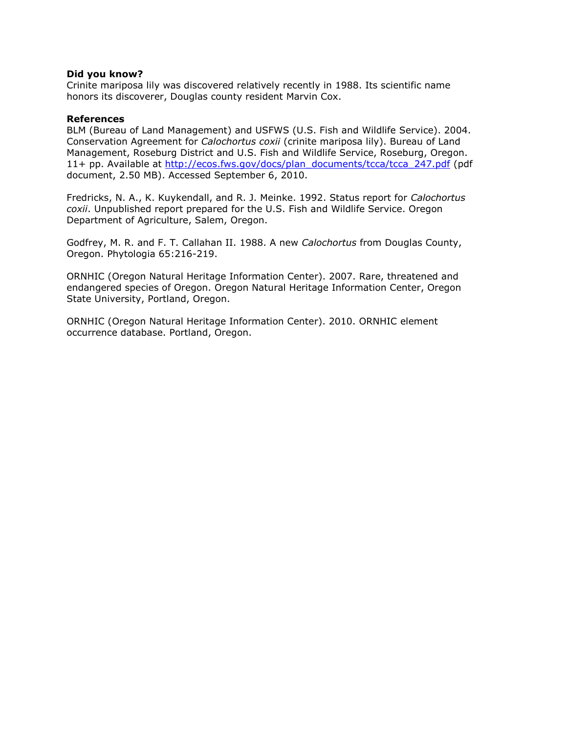**Did you know?**
Crinite mariposa lily was discovered relatively recently in 1988. Its scientific name honors its discoverer, Douglas county resident Marvin Cox.

**References**
BLM (Bureau of Land Management) and USFWS (U.S. Fish and Wildlife Service). 2004. Conservation Agreement for *Calochortus coxii* (crinite mariposa lily). Bureau of Land Management, Roseburg District and U.S. Fish and Wildlife Service, Roseburg, Oregon. 11+ pp. Available at [http://ecos.fws.gov/docs/plan_documents/tcca/tcca_247.pdf](http://ecos.fws.gov/docs/plan_documents/tcca/tcca_247.pdf) (pdf document, 2.50 MB). Accessed September 6, 2010.

Fredricks, N. A., K. Kuykendall, and R. J. Meinke. 1992. Status report for *Calochortus coxii*. Unpublished report prepared for the U.S. Fish and Wildlife Service. Oregon Department of Agriculture, Salem, Oregon.

Godfrey, M. R. and F. T. Callahan II. 1988. A new *Calochortus* from Douglas County, Oregon. Phytologia 65:216-219.

ORNHIC (Oregon Natural Heritage Information Center). 2007. Rare, threatened and endangered species of Oregon. Oregon Natural Heritage Information Center, Oregon State University, Portland, Oregon.

ORNHIC (Oregon Natural Heritage Information Center). 2010. ORNHIC element occurrence database. Portland, Oregon.